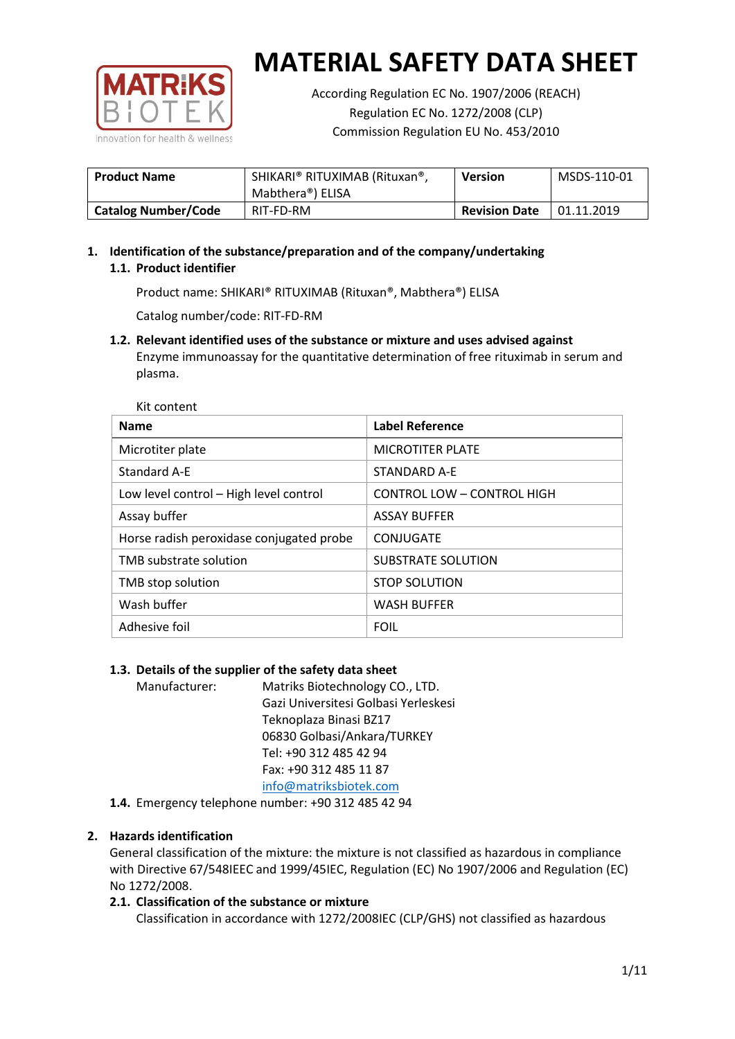# MATERIAL SAFETY DATA SHEET

According Regulation EC No. 1907/2006 (REACH)
Regulation EC No. 1272/2008 (CLP)
Commission Regulation EU No. 453/2010

| **Product Name** | SHIKARI® RITUXIMAB (Rituxan®, Mabthera®) ELISA | **Version** | MSDS-110-01 |
|---|---|---|---|
| **Catalog Number/Code** | RIT-FD-RM | **Revision Date** | 01.11.2019 |

## 1. Identification of the substance/preparation and of the company/undertaking

### 1.1. Product identifier

Product name: SHIKARI® RITUXIMAB (Rituxan®, Mabthera®) ELISA

Catalog number/code: RIT-FD-RM

### 1.2. Relevant identified uses of the substance or mixture and uses advised against

Enzyme immunoassay for the quantitative determination of free rituximab in serum and plasma.

Kit content

| **Name** | **Label Reference** |
|---|---|
| Microtiter plate | MICROTITER PLATE |
| Standard A-E | STANDARD A-E |
| Low level control – High level control | CONTROL LOW – CONTROL HIGH |
| Assay buffer | ASSAY BUFFER |
| Horse radish peroxidase conjugated probe | CONJUGATE |
| TMB substrate solution | SUBSTRATE SOLUTION |
| TMB stop solution | STOP SOLUTION |
| Wash buffer | WASH BUFFER |
| Adhesive foil | FOIL |

### 1.3. Details of the supplier of the safety data sheet

Manufacturer: Matriks Biotechnology CO., LTD.
Gazi Universitesi Golbasi Yerleskesi
Teknoplaza Binasi BZ17
06830 Golbasi/Ankara/TURKEY
Tel: +90 312 485 42 94
Fax: +90 312 485 11 87
info@matriksbiotek.com

### 1.4. Emergency telephone number: +90 312 485 42 94

## 2. Hazards identification

General classification of the mixture: the mixture is not classified as hazardous in compliance with Directive 67/548IEEC and 1999/45IEC, Regulation (EC) No 1907/2006 and Regulation (EC) No 1272/2008.

### 2.1. Classification of the substance or mixture

Classification in accordance with 1272/2008IEC (CLP/GHS) not classified as hazardous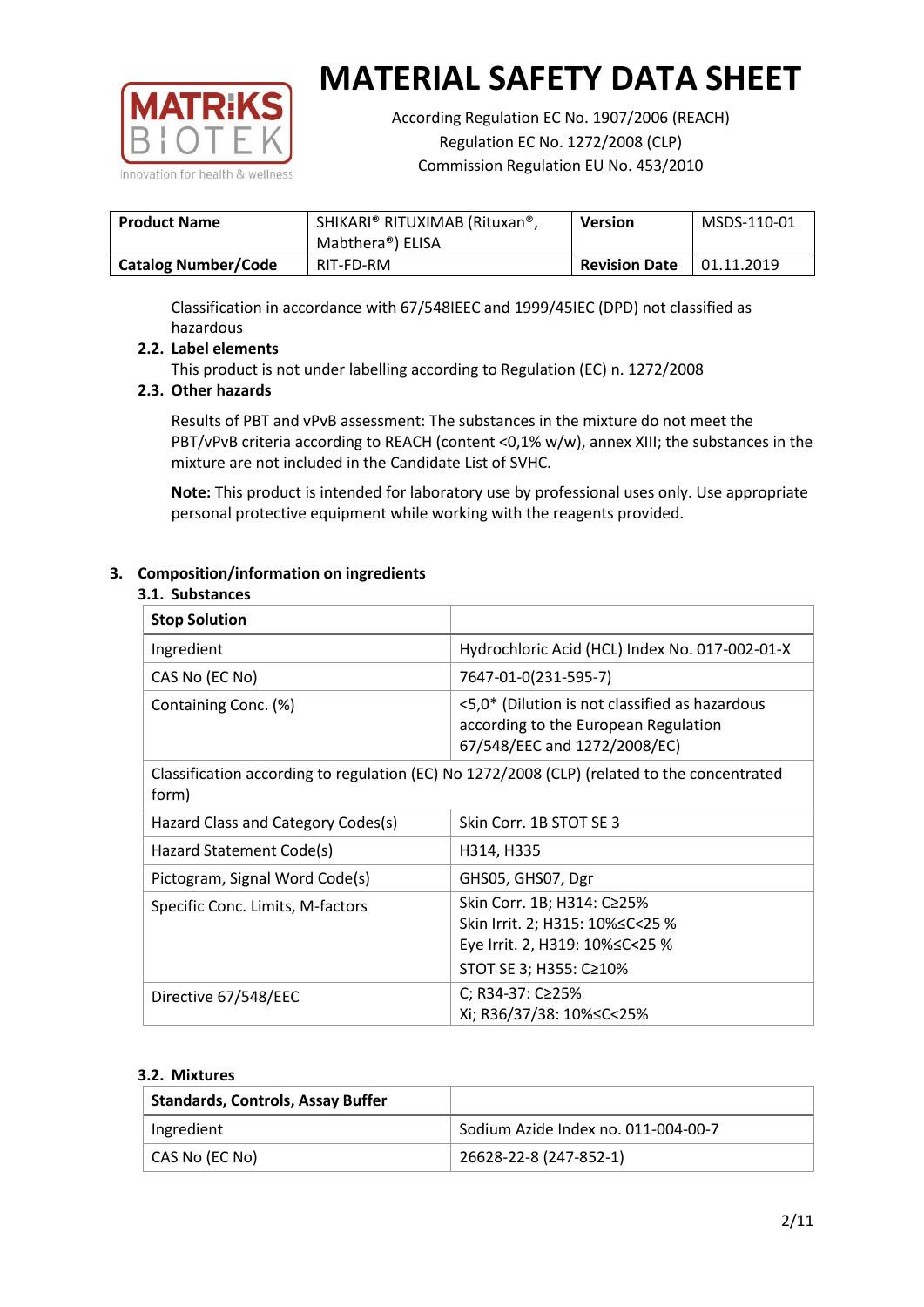Classification in accordance with 67/548IEEC and 1999/45IEC (DPD) not classified as hazardous

### 2.2. Label elements

This product is not under labelling according to Regulation (EC) n. 1272/2008

### 2.3. Other hazards

Results of PBT and vPvB assessment: The substances in the mixture do not meet the PBT/vPvB criteria according to REACH (content <0,1% w/w), annex XIII; the substances in the mixture are not included in the Candidate List of SVHC.

**Note:** This product is intended for laboratory use by professional uses only. Use appropriate personal protective equipment while working with the reagents provided.

## 3. Composition/information on ingredients

### 3.1. Substances

| **Stop Solution** | |
|---|---|
| Ingredient | Hydrochloric Acid (HCL) Index No. 017-002-01-X |
| CAS No (EC No) | 7647-01-0(231-595-7) |
| Containing Conc. (%) | <5,0* (Dilution is not classified as hazardous according to the European Regulation 67/548/EEC and 1272/2008/EC) |
| Classification according to regulation (EC) No 1272/2008 (CLP) (related to the concentrated form) | |
| Hazard Class and Category Codes(s) | Skin Corr. 1B STOT SE 3 |
| Hazard Statement Code(s) | H314, H335 |
| Pictogram, Signal Word Code(s) | GHS05, GHS07, Dgr |
| Specific Conc. Limits, M-factors | Skin Corr. 1B; H314: C≥25%<br>Skin Irrit. 2; H315: 10%≤C<25 %<br>Eye Irrit. 2, H319: 10%≤C<25 %<br>STOT SE 3; H355: C≥10% |
| Directive 67/548/EEC | C; R34-37: C≥25%<br>Xi; R36/37/38: 10%≤C<25% |

### 3.2. Mixtures

| **Standards, Controls, Assay Buffer** | |
|---|---|
| Ingredient | Sodium Azide Index no. 011-004-00-7 |
| CAS No (EC No) | 26628-22-8 (247-852-1) |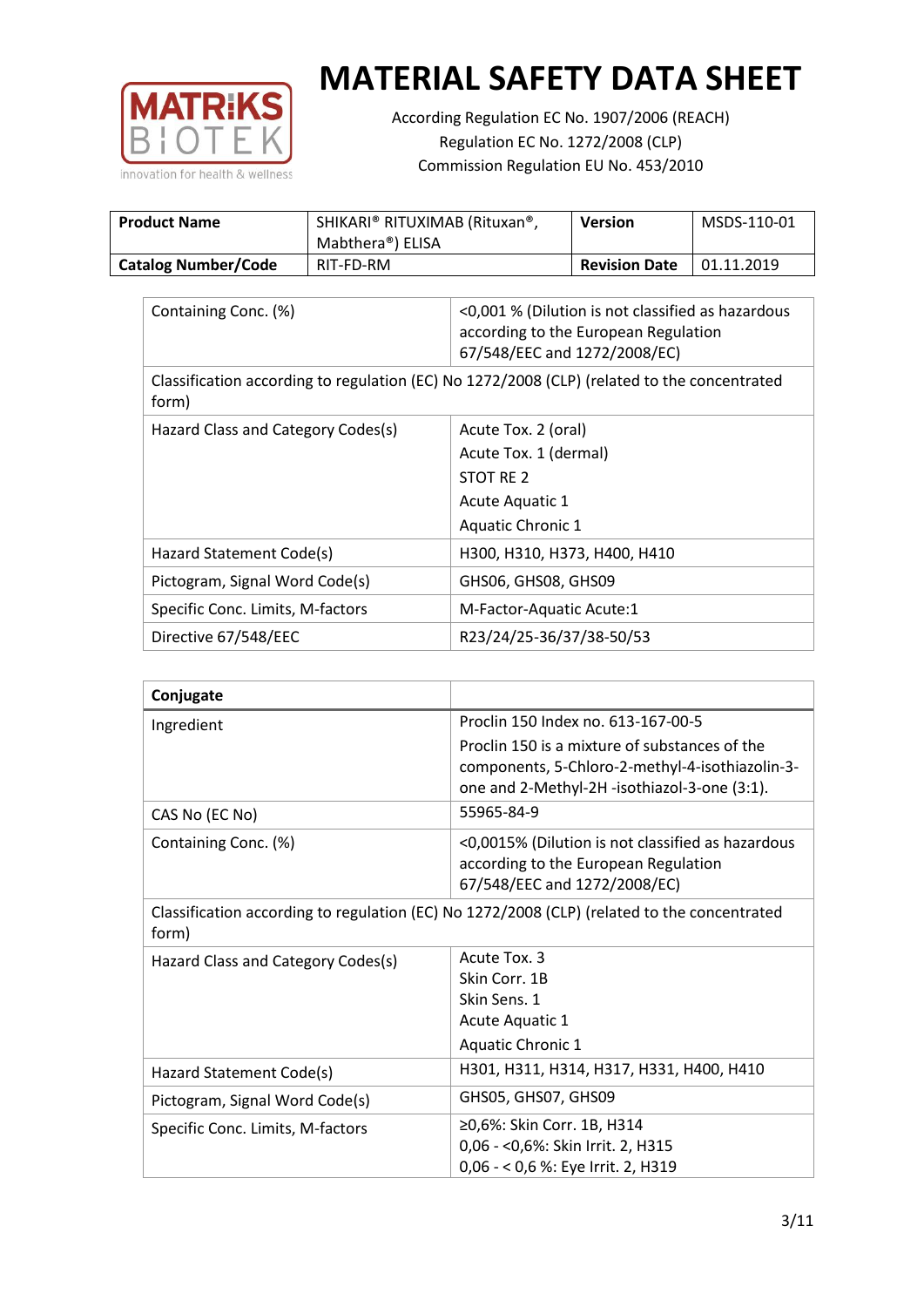# MATERIAL SAFETY DATA SHEET

According Regulation EC No. 1907/2006 (REACH)
Regulation EC No. 1272/2008 (CLP)
Commission Regulation EU No. 453/2010

| **Product Name** | SHIKARI® RITUXIMAB (Rituxan®, Mabthera®) ELISA | **Version** | MSDS-110-01 |
|---|---|---|---|
| **Catalog Number/Code** | RIT-FD-RM | **Revision Date** | 01.11.2019 |

| Containing Conc. (%) | <0,001 % (Dilution is not classified as hazardous according to the European Regulation 67/548/EEC and 1272/2008/EC) |
|---|---|
| Classification according to regulation (EC) No 1272/2008 (CLP) (related to the concentrated form) | |
| Hazard Class and Category Codes(s) | Acute Tox. 2 (oral)<br>Acute Tox. 1 (dermal)<br>STOT RE 2<br>Acute Aquatic 1<br>Aquatic Chronic 1 |
| Hazard Statement Code(s) | H300, H310, H373, H400, H410 |
| Pictogram, Signal Word Code(s) | GHS06, GHS08, GHS09 |
| Specific Conc. Limits, M-factors | M-Factor-Aquatic Acute:1 |
| Directive 67/548/EEC | R23/24/25-36/37/38-50/53 |

| **Conjugate** | |
|---|---|
| Ingredient | Proclin 150 Index no. 613-167-00-5<br>Proclin 150 is a mixture of substances of the components, 5-Chloro-2-methyl-4-isothiazolin-3-one and 2-Methyl-2H -isothiazol-3-one (3:1). |
| CAS No (EC No) | 55965-84-9 |
| Containing Conc. (%) | <0,0015% (Dilution is not classified as hazardous according to the European Regulation 67/548/EEC and 1272/2008/EC) |
| Classification according to regulation (EC) No 1272/2008 (CLP) (related to the concentrated form) | |
| Hazard Class and Category Codes(s) | Acute Tox. 3<br>Skin Corr. 1B<br>Skin Sens. 1<br>Acute Aquatic 1<br>Aquatic Chronic 1 |
| Hazard Statement Code(s) | H301, H311, H314, H317, H331, H400, H410 |
| Pictogram, Signal Word Code(s) | GHS05, GHS07, GHS09 |
| Specific Conc. Limits, M-factors | ≥0,6%: Skin Corr. 1B, H314<br>0,06 - <0,6%: Skin Irrit. 2, H315<br>0,06 - < 0,6 %: Eye Irrit. 2, H319 |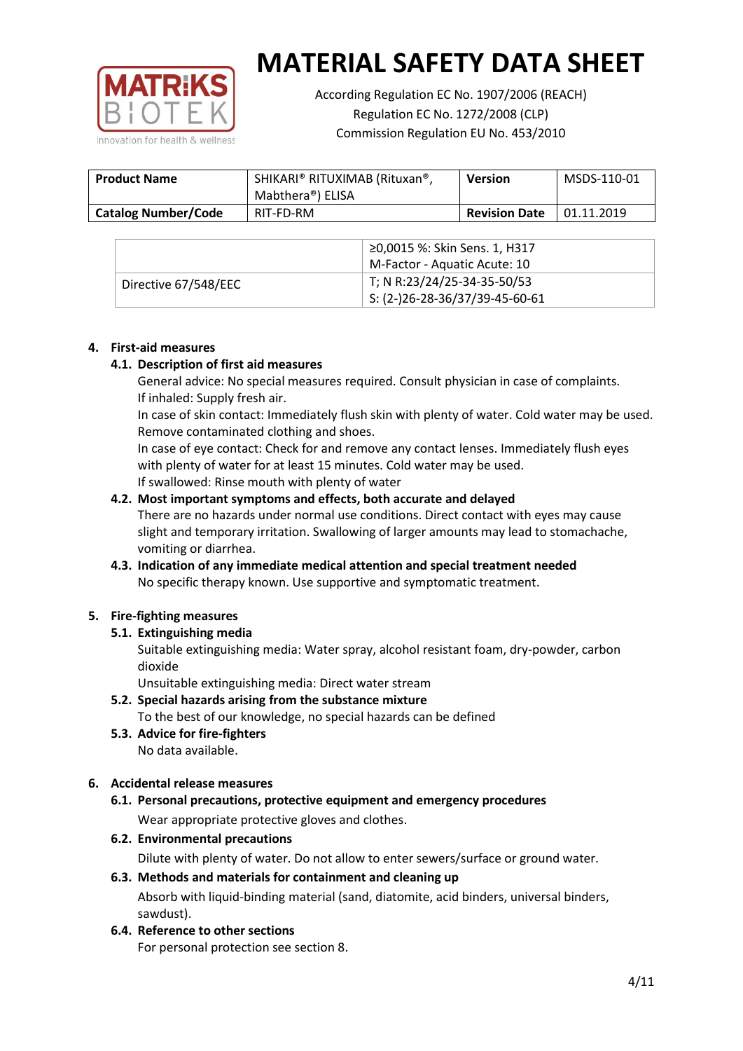# MATERIAL SAFETY DATA SHEET

According Regulation EC No. 1907/2006 (REACH)
Regulation EC No. 1272/2008 (CLP)
Commission Regulation EU No. 453/2010

| **Product Name** | SHIKARI® RITUXIMAB (Rituxan®, Mabthera®) ELISA | **Version** | MSDS-110-01 |
|---|---|---|---|
| **Catalog Number/Code** | RIT-FD-RM | **Revision Date** | 01.11.2019 |

| | |
|---|---|
| | ≥0,0015 %: Skin Sens. 1, H317<br>M-Factor - Aquatic Acute: 10 |
| Directive 67/548/EEC | T; N R:23/24/25-34-35-50/53<br>S: (2-)26-28-36/37/39-45-60-61 |

## 4. First-aid measures

### 4.1. Description of first aid measures

General advice: No special measures required. Consult physician in case of complaints.
If inhaled: Supply fresh air.
In case of skin contact: Immediately flush skin with plenty of water. Cold water may be used. Remove contaminated clothing and shoes.
In case of eye contact: Check for and remove any contact lenses. Immediately flush eyes with plenty of water for at least 15 minutes. Cold water may be used.
If swallowed: Rinse mouth with plenty of water

### 4.2. Most important symptoms and effects, both accurate and delayed

There are no hazards under normal use conditions. Direct contact with eyes may cause slight and temporary irritation. Swallowing of larger amounts may lead to stomachache, vomiting or diarrhea.

### 4.3. Indication of any immediate medical attention and special treatment needed

No specific therapy known. Use supportive and symptomatic treatment.

## 5. Fire-fighting measures

### 5.1. Extinguishing media

Suitable extinguishing media: Water spray, alcohol resistant foam, dry-powder, carbon dioxide
Unsuitable extinguishing media: Direct water stream

### 5.2. Special hazards arising from the substance mixture

To the best of our knowledge, no special hazards can be defined

### 5.3. Advice for fire-fighters

No data available.

## 6. Accidental release measures

### 6.1. Personal precautions, protective equipment and emergency procedures

Wear appropriate protective gloves and clothes.

### 6.2. Environmental precautions

Dilute with plenty of water. Do not allow to enter sewers/surface or ground water.

### 6.3. Methods and materials for containment and cleaning up

Absorb with liquid-binding material (sand, diatomite, acid binders, universal binders, sawdust).

### 6.4. Reference to other sections

For personal protection see section 8.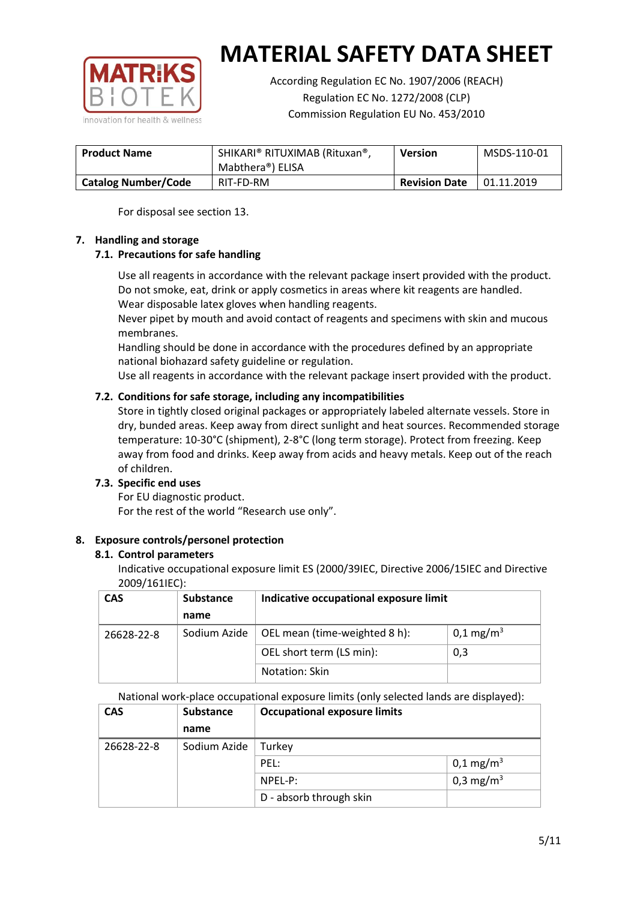For disposal see section 13.

## 7. Handling and storage

### 7.1. Precautions for safe handling

Use all reagents in accordance with the relevant package insert provided with the product.
Do not smoke, eat, drink or apply cosmetics in areas where kit reagents are handled.
Wear disposable latex gloves when handling reagents.
Never pipet by mouth and avoid contact of reagents and specimens with skin and mucous membranes.
Handling should be done in accordance with the procedures defined by an appropriate national biohazard safety guideline or regulation.
Use all reagents in accordance with the relevant package insert provided with the product.

### 7.2. Conditions for safe storage, including any incompatibilities

Store in tightly closed original packages or appropriately labeled alternate vessels. Store in dry, bunded areas. Keep away from direct sunlight and heat sources. Recommended storage temperature: 10-30°C (shipment), 2-8°C (long term storage). Protect from freezing. Keep away from food and drinks. Keep away from acids and heavy metals. Keep out of the reach of children.

### 7.3. Specific end uses

For EU diagnostic product.
For the rest of the world "Research use only".

## 8. Exposure controls/personel protection

### 8.1. Control parameters

Indicative occupational exposure limit ES (2000/39IEC, Directive 2006/15IEC and Directive 2009/161IEC):

| CAS | Substance name | Indicative occupational exposure limit | |
|---|---|---|---|
| 26628-22-8 | Sodium Azide | OEL mean (time-weighted 8 h): | 0,1 mg/m$^3$ |
| | | OEL short term (LS min): | 0,3 |
| | | Notation: Skin | |

National work-place occupational exposure limits (only selected lands are displayed):

| CAS | Substance name | Occupational exposure limits | |
|---|---|---|---|
| 26628-22-8 | Sodium Azide | Turkey | |
| | | PEL: | 0,1 mg/m$^3$ |
| | | NPEL-P: | 0,3 mg/m$^3$ |
| | | D - absorb through skin | |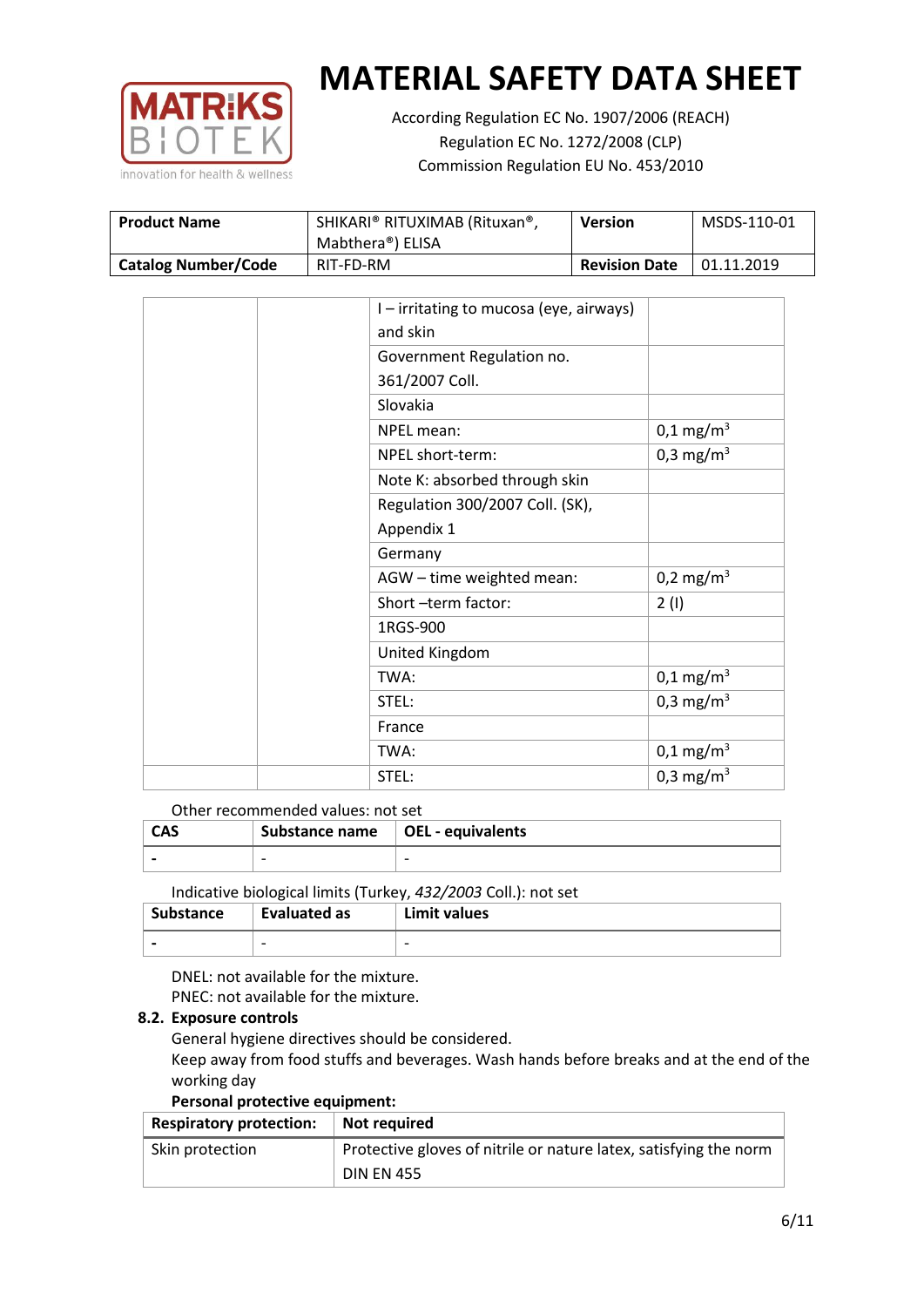| Product Name | SHIKARI® RITUXIMAB (Rituxan®, Mabthera®) ELISA | Version | MSDS-110-01 |
|---|---|---|---|
| Catalog Number/Code | RIT-FD-RM | Revision Date | 01.11.2019 |

| | | | |
|---|---|---|---|
| | | I – irritating to mucosa (eye, airways) and skin | |
| | | Government Regulation no. 361/2007 Coll. | |
| | | Slovakia | |
| | | NPEL mean: | 0,1 mg/m$^3$ |
| | | NPEL short-term: | 0,3 mg/m$^3$ |
| | | Note K: absorbed through skin | |
| | | Regulation 300/2007 Coll. (SK), Appendix 1 | |
| | | Germany | |
| | | AGW – time weighted mean: | 0,2 mg/m$^3$ |
| | | Short –term factor: | 2 (I) |
| | | 1RGS-900 | |
| | | United Kingdom | |
| | | TWA: | 0,1 mg/m$^3$ |
| | | STEL: | 0,3 mg/m$^3$ |
| | | France | |
| | | TWA: | 0,1 mg/m$^3$ |
| | | STEL: | 0,3 mg/m$^3$ |

Other recommended values: not set

| CAS | Substance name | OEL - equivalents |
|---|---|---|
| - | - | - |

Indicative biological limits (Turkey, *432/2003* Coll.): not set

| Substance | Evaluated as | Limit values |
|---|---|---|
| - | - | - |

DNEL: not available for the mixture.
PNEC: not available for the mixture.

**8.2. Exposure controls**

General hygiene directives should be considered.
Keep away from food stuffs and beverages. Wash hands before breaks and at the end of the working day

**Personal protective equipment:**

| Respiratory protection: | Not required |
|---|---|
| Skin protection | Protective gloves of nitrile or nature latex, satisfying the norm DIN EN 455 |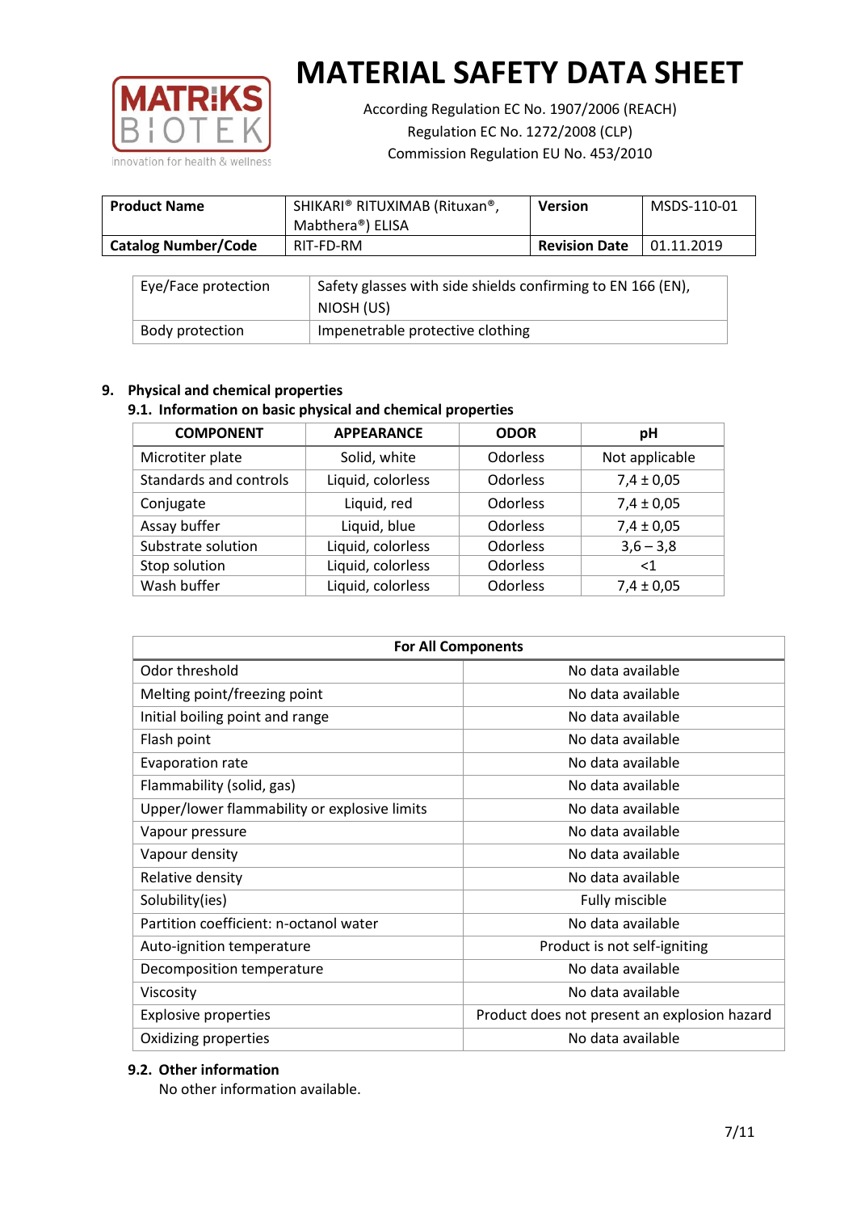# MATERIAL SAFETY DATA SHEET

According Regulation EC No. 1907/2006 (REACH)
Regulation EC No. 1272/2008 (CLP)
Commission Regulation EU No. 453/2010

| **Product Name** | SHIKARI® RITUXIMAB (Rituxan®, Mabthera®) ELISA | **Version** | MSDS-110-01 |
|---|---|---|---|
| **Catalog Number/Code** | RIT-FD-RM | **Revision Date** | 01.11.2019 |

| | |
|---|---|
| Eye/Face protection | Safety glasses with side shields confirming to EN 166 (EN), NIOSH (US) |
| Body protection | Impenetrable protective clothing |

## 9. Physical and chemical properties

### 9.1. Information on basic physical and chemical properties

| COMPONENT | APPEARANCE | ODOR | pH |
|---|---|---|---|
| Microtiter plate | Solid, white | Odorless | Not applicable |
| Standards and controls | Liquid, colorless | Odorless | 7,4 ± 0,05 |
| Conjugate | Liquid, red | Odorless | 7,4 ± 0,05 |
| Assay buffer | Liquid, blue | Odorless | 7,4 ± 0,05 |
| Substrate solution | Liquid, colorless | Odorless | 3,6 – 3,8 |
| Stop solution | Liquid, colorless | Odorless | <1 |
| Wash buffer | Liquid, colorless | Odorless | 7,4 ± 0,05 |

| For All Components | |
|---|---|
| Odor threshold | No data available |
| Melting point/freezing point | No data available |
| Initial boiling point and range | No data available |
| Flash point | No data available |
| Evaporation rate | No data available |
| Flammability (solid, gas) | No data available |
| Upper/lower flammability or explosive limits | No data available |
| Vapour pressure | No data available |
| Vapour density | No data available |
| Relative density | No data available |
| Solubility(ies) | Fully miscible |
| Partition coefficient: n-octanol water | No data available |
| Auto-ignition temperature | Product is not self-igniting |
| Decomposition temperature | No data available |
| Viscosity | No data available |
| Explosive properties | Product does not present an explosion hazard |
| Oxidizing properties | No data available |

### 9.2. Other information

No other information available.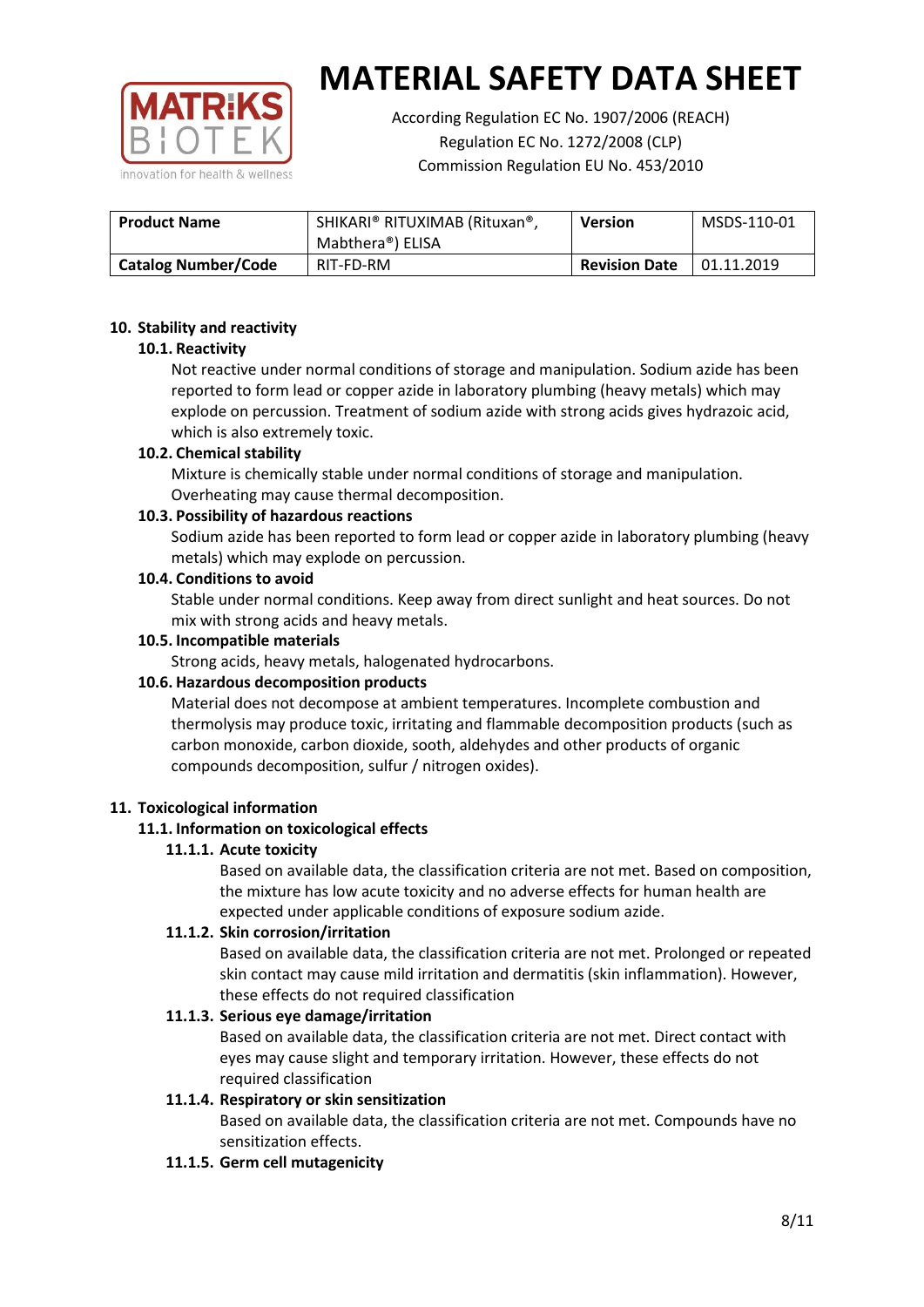# MATERIAL SAFETY DATA SHEET

According Regulation EC No. 1907/2006 (REACH)
Regulation EC No. 1272/2008 (CLP)
Commission Regulation EU No. 453/2010

| Product Name | SHIKARI® RITUXIMAB (Rituxan®, Mabthera®) ELISA | Version | MSDS-110-01 |
|---|---|---|---|
| Catalog Number/Code | RIT-FD-RM | Revision Date | 01.11.2019 |

## 10. Stability and reactivity

### 10.1. Reactivity

Not reactive under normal conditions of storage and manipulation. Sodium azide has been reported to form lead or copper azide in laboratory plumbing (heavy metals) which may explode on percussion. Treatment of sodium azide with strong acids gives hydrazoic acid, which is also extremely toxic.

### 10.2. Chemical stability

Mixture is chemically stable under normal conditions of storage and manipulation. Overheating may cause thermal decomposition.

### 10.3. Possibility of hazardous reactions

Sodium azide has been reported to form lead or copper azide in laboratory plumbing (heavy metals) which may explode on percussion.

### 10.4. Conditions to avoid

Stable under normal conditions. Keep away from direct sunlight and heat sources. Do not mix with strong acids and heavy metals.

### 10.5. Incompatible materials

Strong acids, heavy metals, halogenated hydrocarbons.

### 10.6. Hazardous decomposition products

Material does not decompose at ambient temperatures. Incomplete combustion and thermolysis may produce toxic, irritating and flammable decomposition products (such as carbon monoxide, carbon dioxide, sooth, aldehydes and other products of organic compounds decomposition, sulfur / nitrogen oxides).

## 11. Toxicological information

### 11.1. Information on toxicological effects

#### 11.1.1. Acute toxicity

Based on available data, the classification criteria are not met. Based on composition, the mixture has low acute toxicity and no adverse effects for human health are expected under applicable conditions of exposure sodium azide.

#### 11.1.2. Skin corrosion/irritation

Based on available data, the classification criteria are not met. Prolonged or repeated skin contact may cause mild irritation and dermatitis (skin inflammation). However, these effects do not required classification

#### 11.1.3. Serious eye damage/irritation

Based on available data, the classification criteria are not met. Direct contact with eyes may cause slight and temporary irritation. However, these effects do not required classification

#### 11.1.4. Respiratory or skin sensitization

Based on available data, the classification criteria are not met. Compounds have no sensitization effects.

#### 11.1.5. Germ cell mutagenicity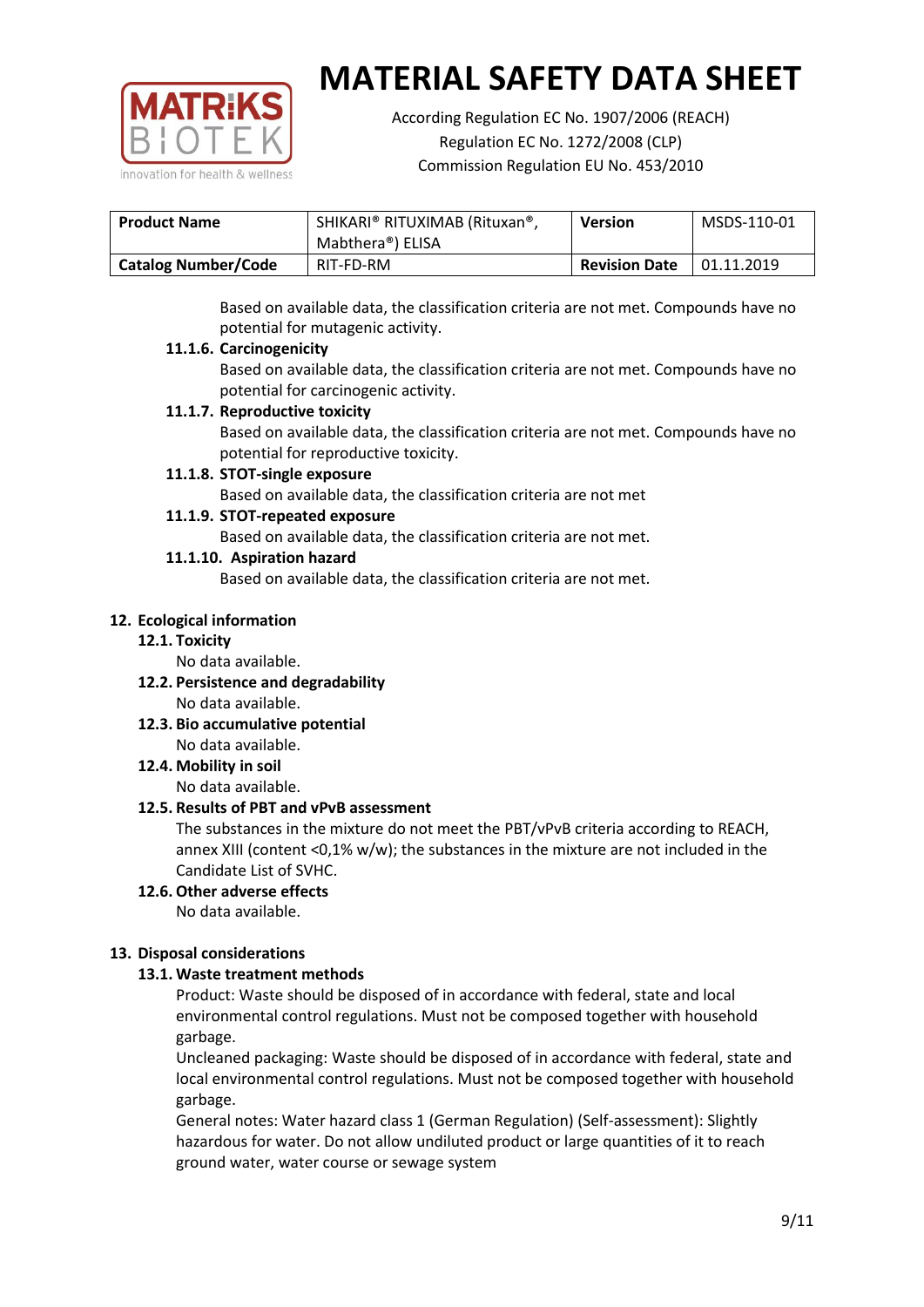Based on available data, the classification criteria are not met. Compounds have no potential for mutagenic activity.

**11.1.6. Carcinogenicity**

Based on available data, the classification criteria are not met. Compounds have no potential for carcinogenic activity.

**11.1.7. Reproductive toxicity**

Based on available data, the classification criteria are not met. Compounds have no potential for reproductive toxicity.

**11.1.8. STOT-single exposure**

Based on available data, the classification criteria are not met

**11.1.9. STOT-repeated exposure**

Based on available data, the classification criteria are not met.

**11.1.10. Aspiration hazard**

Based on available data, the classification criteria are not met.

## 12. Ecological information

### 12.1. Toxicity

No data available.

### 12.2. Persistence and degradability

No data available.

### 12.3. Bio accumulative potential

No data available.

### 12.4. Mobility in soil

No data available.

### 12.5. Results of PBT and vPvB assessment

The substances in the mixture do not meet the PBT/vPvB criteria according to REACH, annex XIII (content <0,1% w/w); the substances in the mixture are not included in the Candidate List of SVHC.

### 12.6. Other adverse effects

No data available.

## 13. Disposal considerations

### 13.1. Waste treatment methods

Product: Waste should be disposed of in accordance with federal, state and local environmental control regulations. Must not be composed together with household garbage.

Uncleaned packaging: Waste should be disposed of in accordance with federal, state and local environmental control regulations. Must not be composed together with household garbage.

General notes: Water hazard class 1 (German Regulation) (Self-assessment): Slightly hazardous for water. Do not allow undiluted product or large quantities of it to reach ground water, water course or sewage system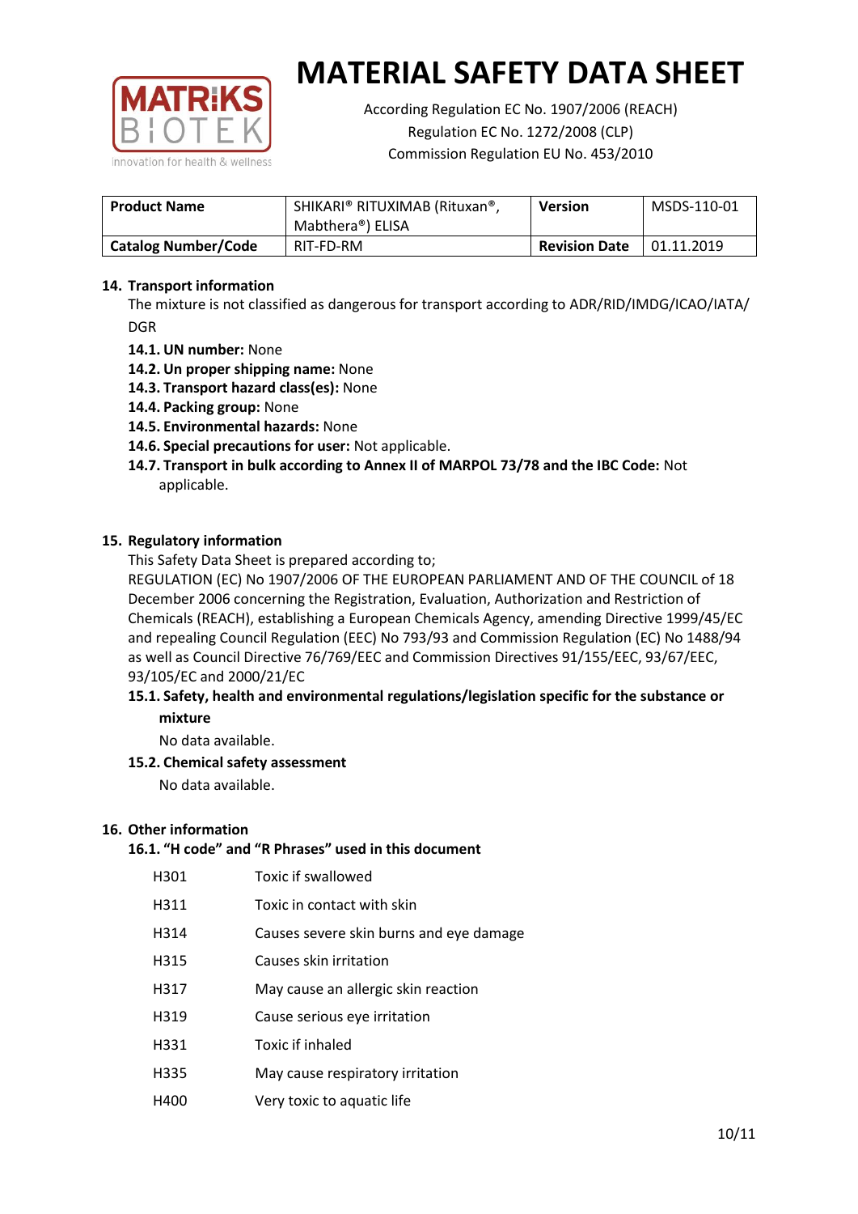# MATERIAL SAFETY DATA SHEET

According Regulation EC No. 1907/2006 (REACH)
Regulation EC No. 1272/2008 (CLP)
Commission Regulation EU No. 453/2010

| **Product Name** | SHIKARI® RITUXIMAB (Rituxan®, Mabthera®) ELISA | **Version** | MSDS-110-01 |
|---|---|---|---|
| **Catalog Number/Code** | RIT-FD-RM | **Revision Date** | 01.11.2019 |

## 14. Transport information

The mixture is not classified as dangerous for transport according to ADR/RID/IMDG/ICAO/IATA/ DGR

- **14.1. UN number:** None
- **14.2. Un proper shipping name:** None
- **14.3. Transport hazard class(es):** None
- **14.4. Packing group:** None
- **14.5. Environmental hazards:** None
- **14.6. Special precautions for user:** Not applicable.
- **14.7. Transport in bulk according to Annex II of MARPOL 73/78 and the IBC Code:** Not applicable.

## 15. Regulatory information

This Safety Data Sheet is prepared according to;

REGULATION (EC) No 1907/2006 OF THE EUROPEAN PARLIAMENT AND OF THE COUNCIL of 18 December 2006 concerning the Registration, Evaluation, Authorization and Restriction of Chemicals (REACH), establishing a European Chemicals Agency, amending Directive 1999/45/EC and repealing Council Regulation (EEC) No 793/93 and Commission Regulation (EC) No 1488/94 as well as Council Directive 76/769/EEC and Commission Directives 91/155/EEC, 93/67/EEC, 93/105/EC and 2000/21/EC

### 15.1. Safety, health and environmental regulations/legislation specific for the substance or mixture

No data available.

### 15.2. Chemical safety assessment

No data available.

## 16. Other information

### 16.1. "H code" and "R Phrases" used in this document

| | |
|---|---|
| H301 | Toxic if swallowed |
| H311 | Toxic in contact with skin |
| H314 | Causes severe skin burns and eye damage |
| H315 | Causes skin irritation |
| H317 | May cause an allergic skin reaction |
| H319 | Cause serious eye irritation |
| H331 | Toxic if inhaled |
| H335 | May cause respiratory irritation |
| H400 | Very toxic to aquatic life |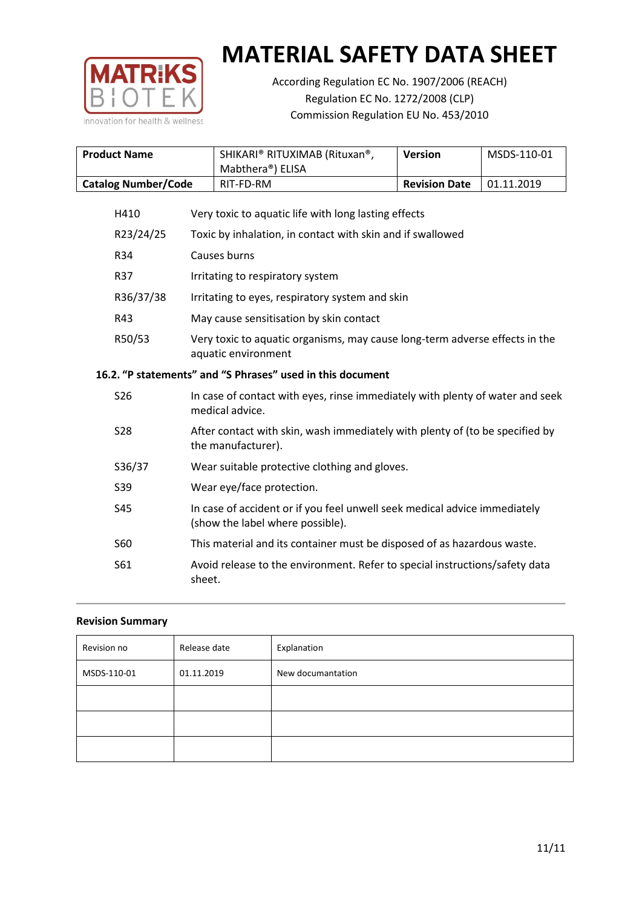# MATERIAL SAFETY DATA SHEET

According Regulation EC No. 1907/2006 (REACH)
Regulation EC No. 1272/2008 (CLP)
Commission Regulation EU No. 453/2010

| | | | |
|---|---|---|---|
| **Product Name** | SHIKARI® RITUXIMAB (Rituxan®, Mabthera®) ELISA | **Version** | MSDS-110-01 |
| **Catalog Number/Code** | RIT-FD-RM | **Revision Date** | 01.11.2019 |

| | |
|---|---|
| H410 | Very toxic to aquatic life with long lasting effects |
| R23/24/25 | Toxic by inhalation, in contact with skin and if swallowed |
| R34 | Causes burns |
| R37 | Irritating to respiratory system |
| R36/37/38 | Irritating to eyes, respiratory system and skin |
| R43 | May cause sensitisation by skin contact |
| R50/53 | Very toxic to aquatic organisms, may cause long-term adverse effects in the aquatic environment |

### 16.2. "P statements" and "S Phrases" used in this document

| | |
|---|---|
| S26 | In case of contact with eyes, rinse immediately with plenty of water and seek medical advice. |
| S28 | After contact with skin, wash immediately with plenty of (to be specified by the manufacturer). |
| S36/37 | Wear suitable protective clothing and gloves. |
| S39 | Wear eye/face protection. |
| S45 | In case of accident or if you feel unwell seek medical advice immediately (show the label where possible). |
| S60 | This material and its container must be disposed of as hazardous waste. |
| S61 | Avoid release to the environment. Refer to special instructions/safety data sheet. |

**Revision Summary**

| Revision no | Release date | Explanation |
|---|---|---|
| MSDS-110-01 | 01.11.2019 | New documantation |
| | | |
| | | |
| | | |